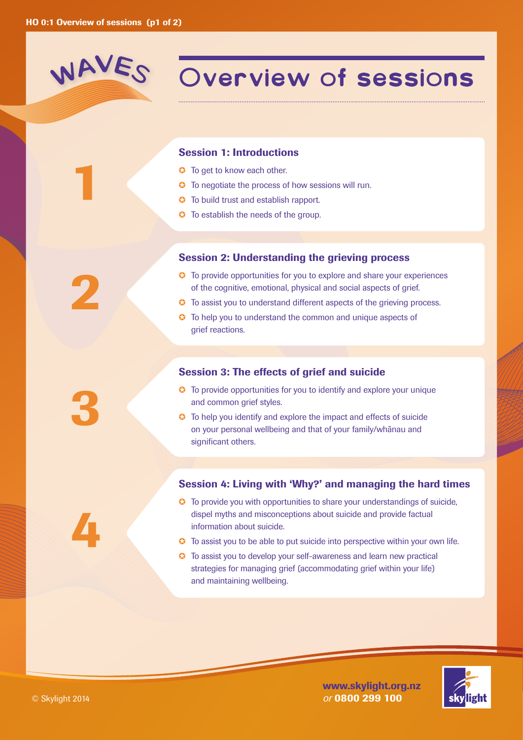# WAVES

# Overview of sessions

## Session 1: Introductions

- To get to know each other.
- To negotiate the process of how sessions will run.
- To build trust and establish rapport.
- To establish the needs of the group.

## Session 2: Understanding the grieving process

- To provide opportunities for you to explore and share your experiences of the cognitive, emotional, physical and social aspects of grief.
- To assist you to understand different aspects of the grieving process.
- To help you to understand the common and unique aspects of grief reactions.

## Session 3: The effects of grief and suicide

- To provide opportunities for you to identify and explore your unique and common grief styles.
- To help you identify and explore the impact and effects of suicide on your personal wellbeing and that of your family/whānau and significant others.

## Session 4: Living with 'Why?' and managing the hard times

- To provide you with opportunities to share your understandings of suicide, dispel myths and misconceptions about suicide and provide factual information about suicide.
- To assist you to be able to put suicide into perspective within your own life.
- To assist you to develop your self-awareness and learn new practical strategies for managing grief (accommodating grief within your life) and maintaining wellbeing.

© Skylight 2014

**www.skylight.org.nz**
*or* **0800 299 100**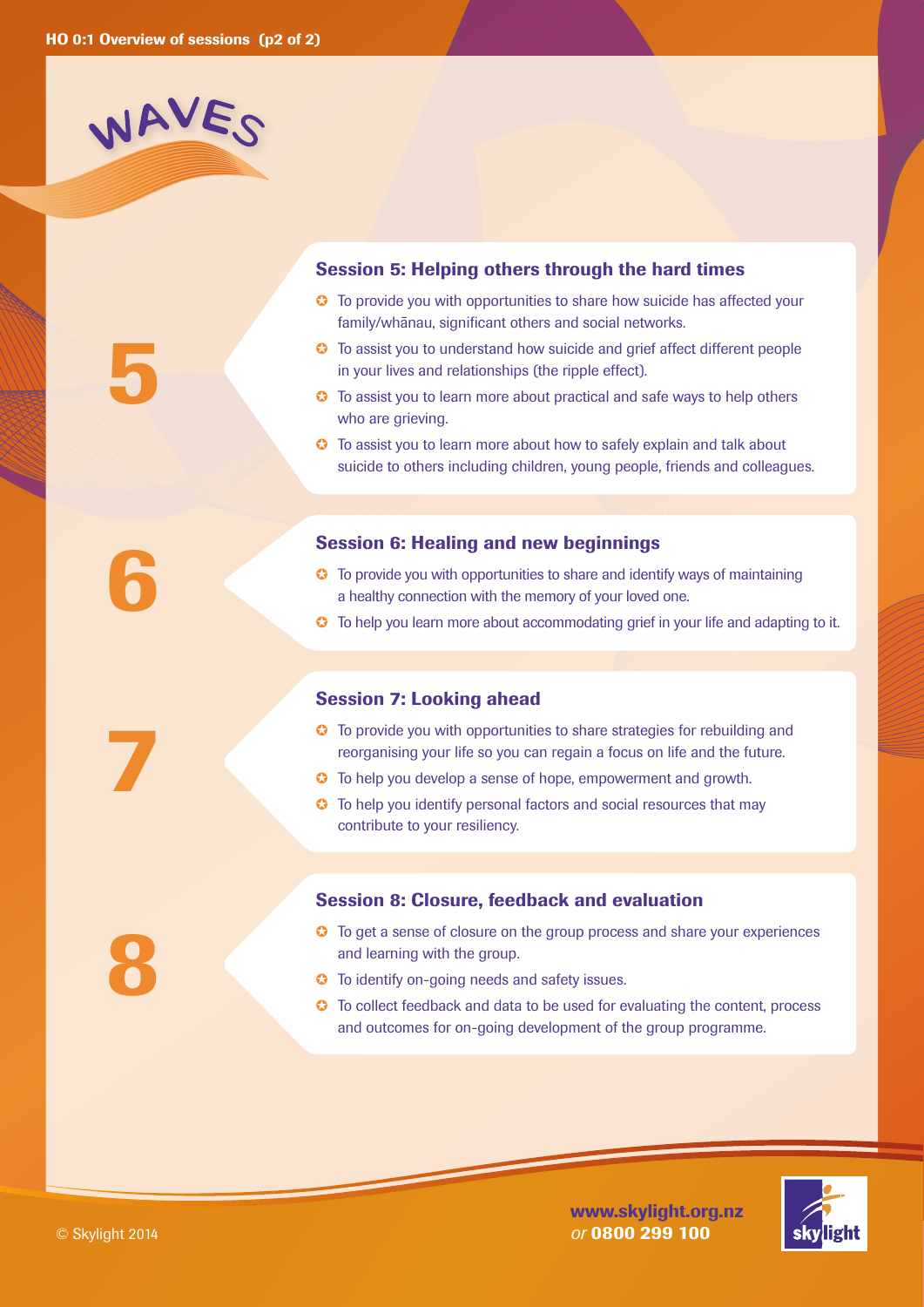WAVES

## Session 5: Helping others through the hard times

- To provide you with opportunities to share how suicide has affected your family/whānau, significant others and social networks.
- To assist you to understand how suicide and grief affect different people in your lives and relationships (the ripple effect).
- To assist you to learn more about practical and safe ways to help others who are grieving.
- To assist you to learn more about how to safely explain and talk about suicide to others including children, young people, friends and colleagues.

## Session 6: Healing and new beginnings

- To provide you with opportunities to share and identify ways of maintaining a healthy connection with the memory of your loved one.
- To help you learn more about accommodating grief in your life and adapting to it.

## Session 7: Looking ahead

- To provide you with opportunities to share strategies for rebuilding and reorganising your life so you can regain a focus on life and the future.
- To help you develop a sense of hope, empowerment and growth.
- To help you identify personal factors and social resources that may contribute to your resiliency.

## Session 8: Closure, feedback and evaluation

- To get a sense of closure on the group process and share your experiences and learning with the group.
- To identify on-going needs and safety issues.
- To collect feedback and data to be used for evaluating the content, process and outcomes for on-going development of the group programme.

© Skylight 2014

**www.skylight.org.nz**
*or* **0800 299 100**